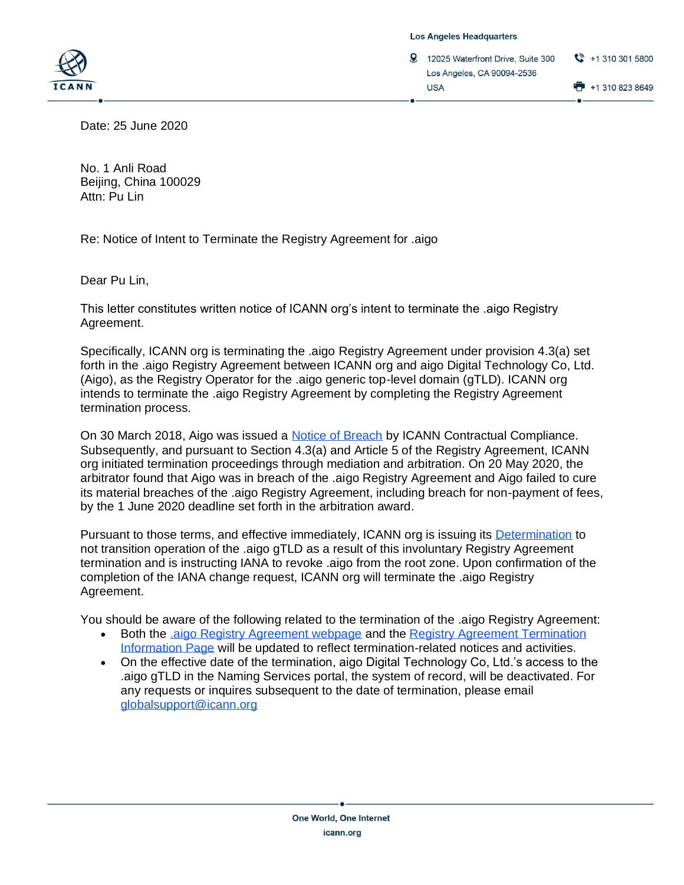Los Angeles Headquarters

12025 Waterfront Drive, Suite 300
Los Angeles, CA 90094-2536
USA

+1 310 301 5800

+1 310 823 8649

Date: 25 June 2020

No. 1 Anli Road
Beijing, China 100029
Attn: Pu Lin

Re: Notice of Intent to Terminate the Registry Agreement for .aigo

Dear Pu Lin,

This letter constitutes written notice of ICANN org's intent to terminate the .aigo Registry Agreement.

Specifically, ICANN org is terminating the .aigo Registry Agreement under provision 4.3(a) set forth in the .aigo Registry Agreement between ICANN org and aigo Digital Technology Co, Ltd. (Aigo), as the Registry Operator for the .aigo generic top-level domain (gTLD). ICANN org intends to terminate the .aigo Registry Agreement by completing the Registry Agreement termination process.

On 30 March 2018, Aigo was issued a Notice of Breach by ICANN Contractual Compliance. Subsequently, and pursuant to Section 4.3(a) and Article 5 of the Registry Agreement, ICANN org initiated termination proceedings through mediation and arbitration. On 20 May 2020, the arbitrator found that Aigo was in breach of the .aigo Registry Agreement and Aigo failed to cure its material breaches of the .aigo Registry Agreement, including breach for non-payment of fees, by the 1 June 2020 deadline set forth in the arbitration award.

Pursuant to those terms, and effective immediately, ICANN org is issuing its Determination to not transition operation of the .aigo gTLD as a result of this involuntary Registry Agreement termination and is instructing IANA to revoke .aigo from the root zone. Upon confirmation of the completion of the IANA change request, ICANN org will terminate the .aigo Registry Agreement.

You should be aware of the following related to the termination of the .aigo Registry Agreement:

- Both the .aigo Registry Agreement webpage and the Registry Agreement Termination Information Page will be updated to reflect termination-related notices and activities.
- On the effective date of the termination, aigo Digital Technology Co, Ltd.'s access to the .aigo gTLD in the Naming Services portal, the system of record, will be deactivated. For any requests or inquires subsequent to the date of termination, please email globalsupport@icann.org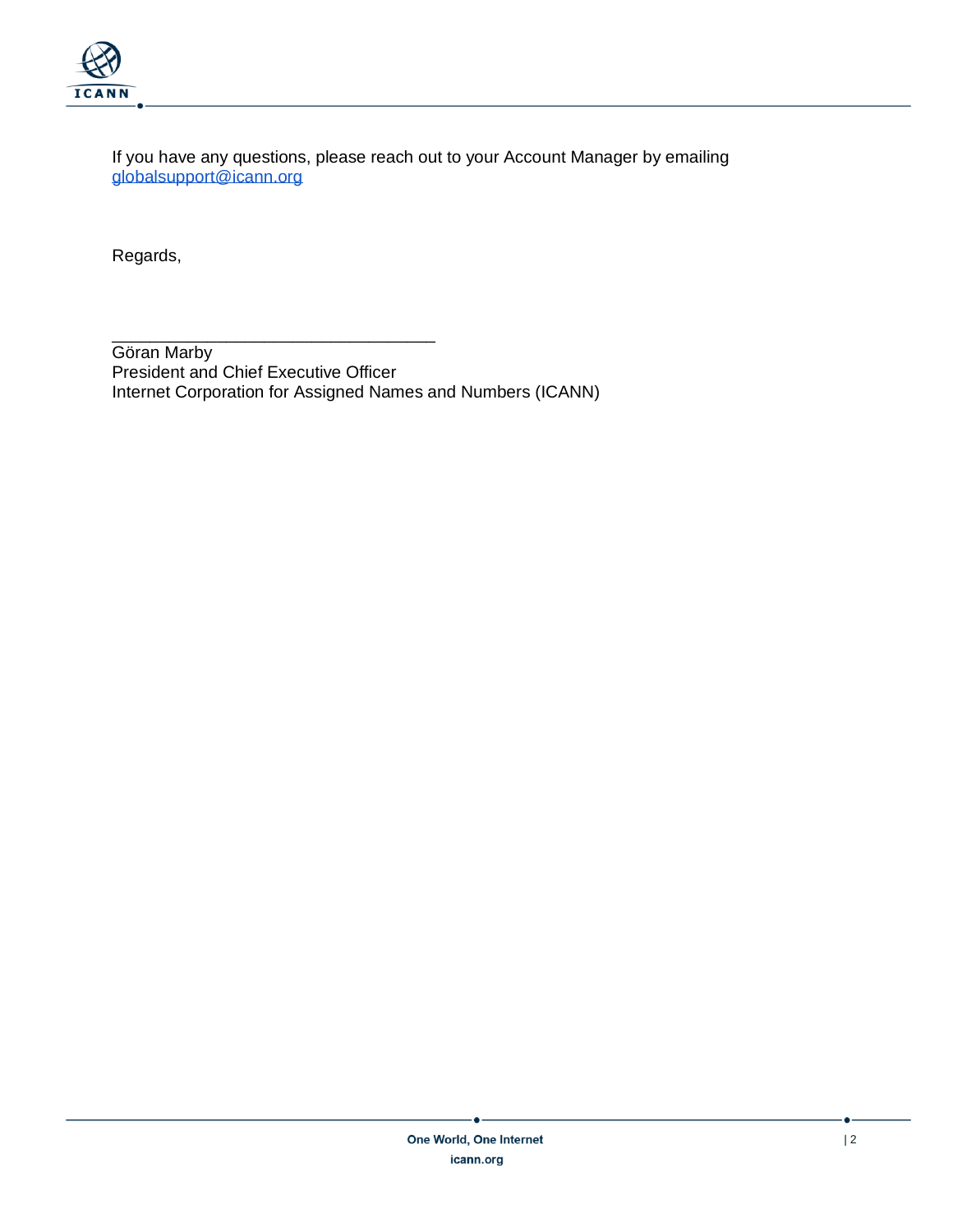If you have any questions, please reach out to your Account Manager by emailing globalsupport@icann.org

Regards,

\_\_\_\_\_\_\_\_\_\_\_\_\_\_\_\_\_\_\_\_\_\_\_\_\_\_\_\_\_\_\_\_\_\_

Göran Marby
President and Chief Executive Officer
Internet Corporation for Assigned Names and Numbers (ICANN)